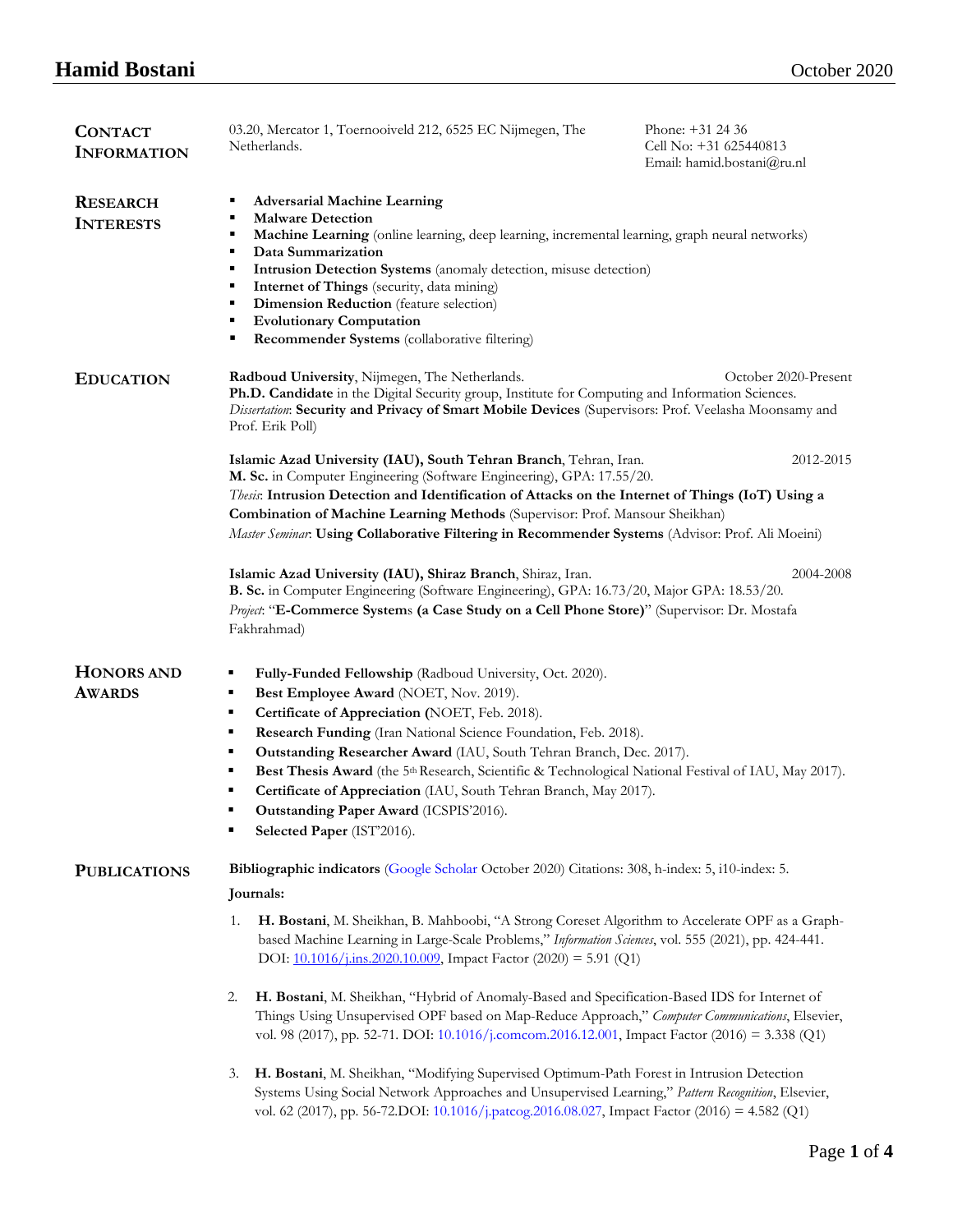# Hamid Bostani

October 2020

## Contact Information

03.20, Mercator 1, Toernooiveld 212, 6525 EC Nijmegen, The Netherlands.

Phone: +31 24 36
Cell No: +31 625440813
Email: hamid.bostani@ru.nl

## Research Interests

- **Adversarial Machine Learning**
- **Malware Detection**
- **Machine Learning** (online learning, deep learning, incremental learning, graph neural networks)
- **Data Summarization**
- **Intrusion Detection Systems** (anomaly detection, misuse detection)
- **Internet of Things** (security, data mining)
- **Dimension Reduction** (feature selection)
- **Evolutionary Computation**
- **Recommender Systems** (collaborative filtering)

## Education

**Radboud University**, Nijmegen, The Netherlands. October 2020-Present
**Ph.D. Candidate** in the Digital Security group, Institute for Computing and Information Sciences.
*Dissertation*: **Security and Privacy of Smart Mobile Devices** (Supervisors: Prof. Veelasha Moonsamy and Prof. Erik Poll)

**Islamic Azad University (IAU), South Tehran Branch**, Tehran, Iran. 2012-2015
**M. Sc.** in Computer Engineering (Software Engineering), GPA: 17.55/20.
*Thesis*: **Intrusion Detection and Identification of Attacks on the Internet of Things (IoT) Using a Combination of Machine Learning Methods** (Supervisor: Prof. Mansour Sheikhan)
*Master Seminar*: **Using Collaborative Filtering in Recommender Systems** (Advisor: Prof. Ali Moeini)

**Islamic Azad University (IAU), Shiraz Branch**, Shiraz, Iran. 2004-2008
**B. Sc.** in Computer Engineering (Software Engineering), GPA: 16.73/20, Major GPA: 18.53/20.
*Project*: "**E-Commerce System**s **(a Case Study on a Cell Phone Store)**" (Supervisor: Dr. Mostafa Fakhrahmad)

## Honors and Awards

- **Fully-Funded Fellowship** (Radboud University, Oct. 2020).
- **Best Employee Award** (NOET, Nov. 2019).
- **Certificate of Appreciation (**NOET, Feb. 2018).
- **Research Funding** (Iran National Science Foundation, Feb. 2018).
- **Outstanding Researcher Award** (IAU, South Tehran Branch, Dec. 2017).
- **Best Thesis Award** (the 5th Research, Scientific & Technological National Festival of IAU, May 2017).
- **Certificate of Appreciation** (IAU, South Tehran Branch, May 2017).
- **Outstanding Paper Award** (ICSPIS'2016).
- **Selected Paper** (IST'2016).

## Publications

**Bibliographic indicators** (Google Scholar October 2020) Citations: 308, h-index: 5, i10-index: 5.

**Journals:**

1. **H. Bostani**, M. Sheikhan, B. Mahboobi, "A Strong Coreset Algorithm to Accelerate OPF as a Graph-based Machine Learning in Large-Scale Problems," *Information Sciences*, vol. 555 (2021), pp. 424-441. DOI: 10.1016/j.ins.2020.10.009, Impact Factor (2020) = 5.91 (Q1)

2. **H. Bostani**, M. Sheikhan, "Hybrid of Anomaly-Based and Specification-Based IDS for Internet of Things Using Unsupervised OPF based on Map-Reduce Approach," *Computer Communications*, Elsevier, vol. 98 (2017), pp. 52-71. DOI: 10.1016/j.comcom.2016.12.001, Impact Factor (2016) = 3.338 (Q1)

3. **H. Bostani**, M. Sheikhan, "Modifying Supervised Optimum-Path Forest in Intrusion Detection Systems Using Social Network Approaches and Unsupervised Learning," *Pattern Recognition*, Elsevier, vol. 62 (2017), pp. 56-72.DOI: 10.1016/j.patcog.2016.08.027, Impact Factor (2016) = 4.582 (Q1)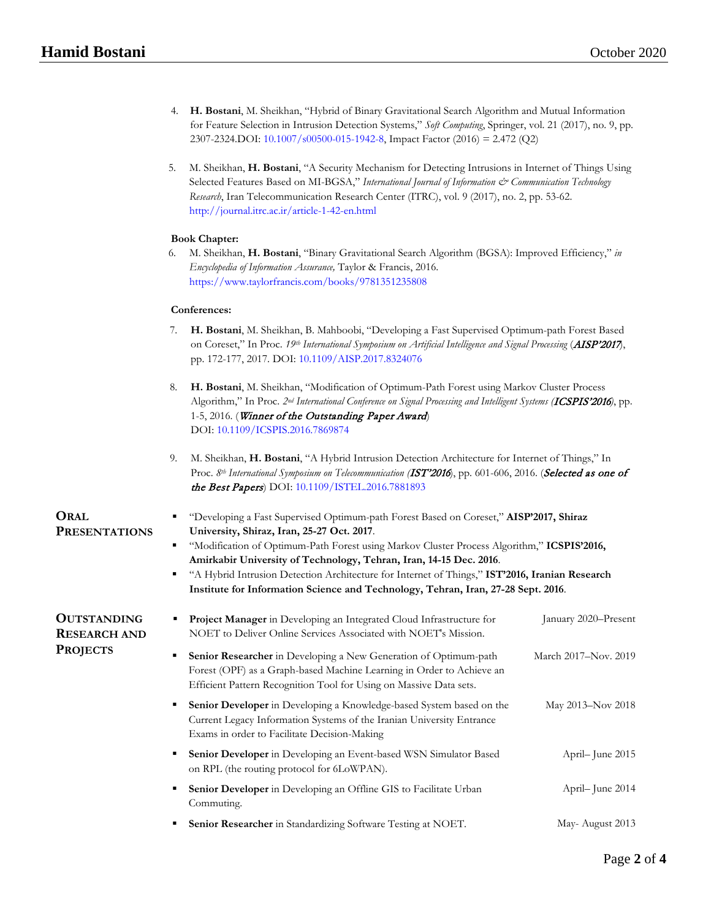4. **H. Bostani**, M. Sheikhan, "Hybrid of Binary Gravitational Search Algorithm and Mutual Information for Feature Selection in Intrusion Detection Systems," *Soft Computing*, Springer, vol. 21 (2017), no. 9, pp. 2307-2324.DOI: 10.1007/s00500-015-1942-8, Impact Factor (2016) = 2.472 (Q2)

5. M. Sheikhan, **H. Bostani**, "A Security Mechanism for Detecting Intrusions in Internet of Things Using Selected Features Based on MI-BGSA," *International Journal of Information & Communication Technology Research*, Iran Telecommunication Research Center (ITRC), vol. 9 (2017), no. 2, pp. 53-62. http://journal.itrc.ac.ir/article-1-42-en.html

**Book Chapter:**

6. M. Sheikhan, **H. Bostani**, "Binary Gravitational Search Algorithm (BGSA): Improved Efficiency," *in Encyclopedia of Information Assurance,* Taylor & Francis, 2016. https://www.taylorfrancis.com/books/9781351235808

**Conferences:**

7. **H. Bostani**, M. Sheikhan, B. Mahboobi, "Developing a Fast Supervised Optimum-path Forest Based on Coreset," In Proc. *19th International Symposium on Artificial Intelligence and Signal Processing* (***AISP'2017***), pp. 172-177, 2017. DOI: 10.1109/AISP.2017.8324076

8. **H. Bostani**, M. Sheikhan, "Modification of Optimum-Path Forest using Markov Cluster Process Algorithm," In Proc. *2nd International Conference on Signal Processing and Intelligent Systems (**ICSPIS'2016**)*, pp. 1-5, 2016. (***Winner of the Outstanding Paper Award***) DOI: 10.1109/ICSPIS.2016.7869874

9. M. Sheikhan, **H. Bostani**, "A Hybrid Intrusion Detection Architecture for Internet of Things," In Proc. *8th International Symposium on Telecommunication (**IST'2016**)*, pp. 601-606, 2016. (***Selected as one of the Best Papers***) DOI: 10.1109/ISTEL.2016.7881893

## Oral Presentations

- "Developing a Fast Supervised Optimum-path Forest Based on Coreset," **AISP'2017, Shiraz University, Shiraz, Iran, 25-27 Oct. 2017**.
- "Modification of Optimum-Path Forest using Markov Cluster Process Algorithm," **ICSPIS'2016, Amirkabir University of Technology, Tehran, Iran, 14-15 Dec. 2016**.
- "A Hybrid Intrusion Detection Architecture for Internet of Things," **IST'2016, Iranian Research Institute for Information Science and Technology, Tehran, Iran, 27-28 Sept. 2016**.

## Outstanding Research and Projects

- **Project Manager** in Developing an Integrated Cloud Infrastructure for NOET to Deliver Online Services Associated with NOET's Mission. — January 2020–Present
- **Senior Researcher** in Developing a New Generation of Optimum-path Forest (OPF) as a Graph-based Machine Learning in Order to Achieve an Efficient Pattern Recognition Tool for Using on Massive Data sets. — March 2017–Nov. 2019
- **Senior Developer** in Developing a Knowledge-based System based on the Current Legacy Information Systems of the Iranian University Entrance Exams in order to Facilitate Decision-Making — May 2013–Nov 2018
- **Senior Developer** in Developing an Event-based WSN Simulator Based on RPL (the routing protocol for 6LoWPAN). — April– June 2015
- **Senior Developer** in Developing an Offline GIS to Facilitate Urban Commuting. — April– June 2014
- **Senior Researcher** in Standardizing Software Testing at NOET. — May- August 2013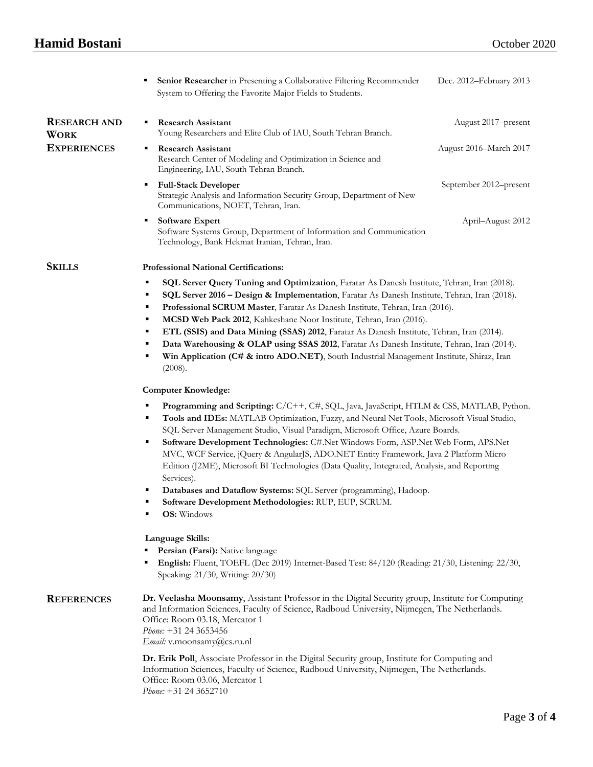- **Senior Researcher** in Presenting a Collaborative Filtering Recommender System to Offering the Favorite Major Fields to Students. — Dec. 2012–February 2013

## Research and Work Experiences

- **Research Assistant** — August 2017–present
  Young Researchers and Elite Club of IAU, South Tehran Branch.
- **Research Assistant** — August 2016–March 2017
  Research Center of Modeling and Optimization in Science and Engineering, IAU, South Tehran Branch.
- **Full-Stack Developer** — September 2012–present
  Strategic Analysis and Information Security Group, Department of New Communications, NOET, Tehran, Iran.
- **Software Expert** — April–August 2012
  Software Systems Group, Department of Information and Communication Technology, Bank Hekmat Iranian, Tehran, Iran.

## Skills

**Professional National Certifications:**

- **SQL Server Query Tuning and Optimization**, Faratar As Danesh Institute, Tehran, Iran (2018).
- **SQL Server 2016 – Design & Implementation**, Faratar As Danesh Institute, Tehran, Iran (2018).
- **Professional SCRUM Master**, Faratar As Danesh Institute, Tehran, Iran (2016).
- **MCSD Web Pack 2012**, Kahkeshane Noor Institute, Tehran, Iran (2016).
- **ETL (SSIS) and Data Mining (SSAS) 2012**, Faratar As Danesh Institute, Tehran, Iran (2014).
- **Data Warehousing & OLAP using SSAS 2012**, Faratar As Danesh Institute, Tehran, Iran (2014).
- **Win Application (C# & intro ADO.NET)**, South Industrial Management Institute, Shiraz, Iran (2008).

**Computer Knowledge:**

- **Programming and Scripting:** C/C++, C#, SQL, Java, JavaScript, HTLM & CSS, MATLAB, Python.
- **Tools and IDEs:** MATLAB Optimization, Fuzzy, and Neural Net Tools, Microsoft Visual Studio, SQL Server Management Studio, Visual Paradigm, Microsoft Office, Azure Boards.
- **Software Development Technologies:** C#.Net Windows Form, ASP.Net Web Form, APS.Net MVC, WCF Service, jQuery & AngularJS, ADO.NET Entity Framework, Java 2 Platform Micro Edition (J2ME), Microsoft BI Technologies (Data Quality, Integrated, Analysis, and Reporting Services).
- **Databases and Dataflow Systems:** SQL Server (programming), Hadoop.
- **Software Development Methodologies:** RUP, EUP, SCRUM.
- **OS:** Windows

**Language Skills:**

- **Persian (Farsi):** Native language
- **English:** Fluent, TOEFL (Dec 2019) Internet-Based Test: 84/120 (Reading: 21/30, Listening: 22/30, Speaking: 21/30, Writing: 20/30)

## References

**Dr. Veelasha Moonsamy**, Assistant Professor in the Digital Security group, Institute for Computing and Information Sciences, Faculty of Science, Radboud University, Nijmegen, The Netherlands.
Office: Room 03.18, Mercator 1
*Phone:* +31 24 3653456
*Email:* v.moonsamy@cs.ru.nl

**Dr. Erik Poll**, Associate Professor in the Digital Security group, Institute for Computing and Information Sciences, Faculty of Science, Radboud University, Nijmegen, The Netherlands.
Office: Room 03.06, Mercator 1
*Phone:* +31 24 3652710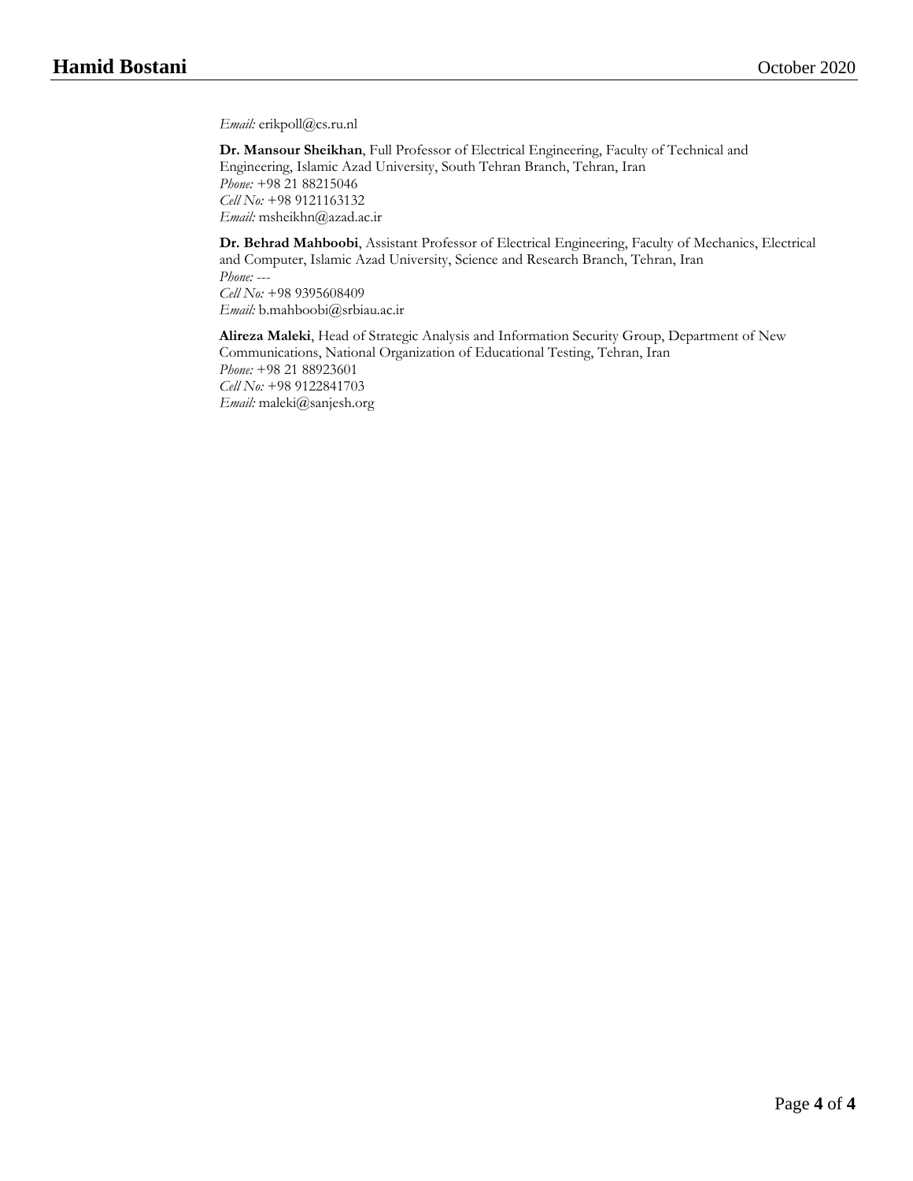*Email:* erikpoll@cs.ru.nl

**Dr. Mansour Sheikhan**, Full Professor of Electrical Engineering, Faculty of Technical and Engineering, Islamic Azad University, South Tehran Branch, Tehran, Iran
*Phone:* +98 21 88215046
*Cell No:* +98 9121163132
*Email:* msheikhn@azad.ac.ir

**Dr. Behrad Mahboobi**, Assistant Professor of Electrical Engineering, Faculty of Mechanics, Electrical and Computer, Islamic Azad University, Science and Research Branch, Tehran, Iran
*Phone:* ---
*Cell No:* +98 9395608409
*Email:* b.mahboobi@srbiau.ac.ir

**Alireza Maleki**, Head of Strategic Analysis and Information Security Group, Department of New Communications, National Organization of Educational Testing, Tehran, Iran
*Phone:* +98 21 88923601
*Cell No:* +98 9122841703
*Email:* maleki@sanjesh.org